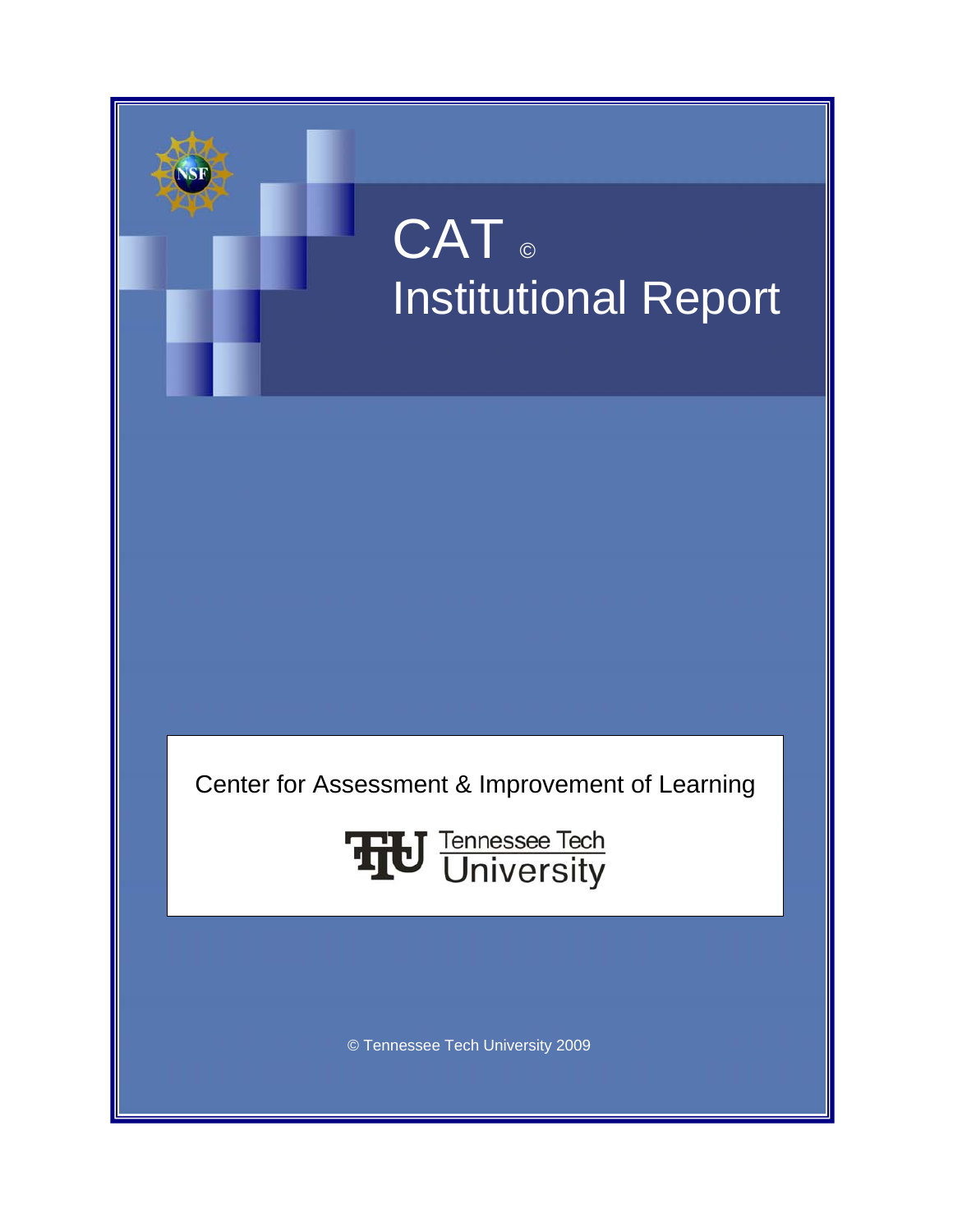# CAT ©

# Institutional Report

Center for Assessment & Improvement of Learning

Tennessee Tech University

© Tennessee Tech University 2009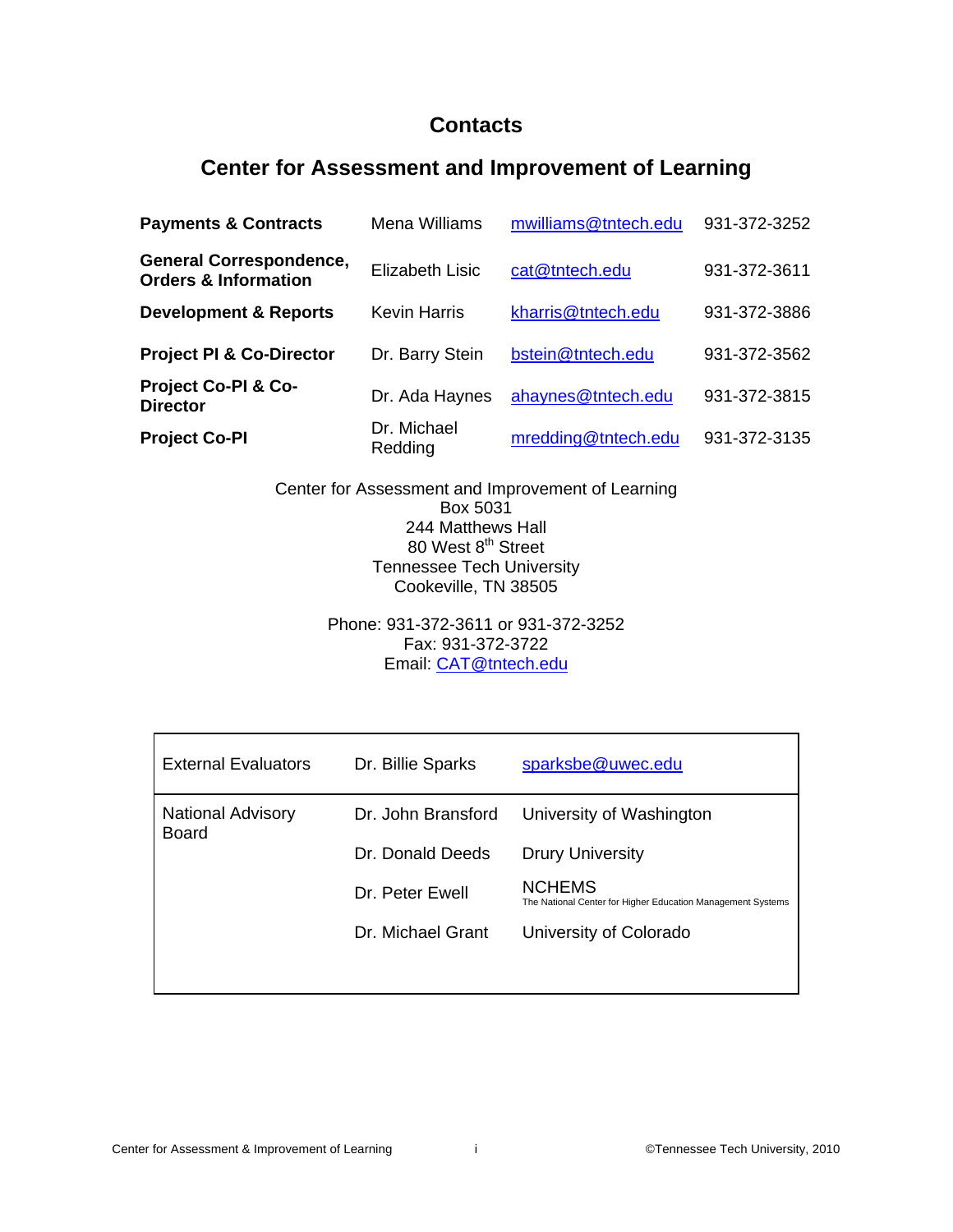# Contacts

## Center for Assessment and Improvement of Learning

| | | | |
|---|---|---|---|
| **Payments & Contracts** | Mena Williams | mwilliams@tntech.edu | 931-372-3252 |
| **General Correspondence, Orders & Information** | Elizabeth Lisic | cat@tntech.edu | 931-372-3611 |
| **Development & Reports** | Kevin Harris | kharris@tntech.edu | 931-372-3886 |
| **Project PI & Co-Director** | Dr. Barry Stein | bstein@tntech.edu | 931-372-3562 |
| **Project Co-PI & Co-Director** | Dr. Ada Haynes | ahaynes@tntech.edu | 931-372-3815 |
| **Project Co-PI** | Dr. Michael Redding | mredding@tntech.edu | 931-372-3135 |

Center for Assessment and Improvement of Learning
Box 5031
244 Matthews Hall
80 West 8th Street
Tennessee Tech University
Cookeville, TN 38505

Phone: 931-372-3611 or 931-372-3252
Fax: 931-372-3722
Email: CAT@tntech.edu

| | | |
|---|---|---|
| External Evaluators | Dr. Billie Sparks | sparksbe@uwec.edu |
| National Advisory Board | Dr. John Bransford | University of Washington |
| | Dr. Donald Deeds | Drury University |
| | Dr. Peter Ewell | NCHEMS The National Center for Higher Education Management Systems |
| | Dr. Michael Grant | University of Colorado |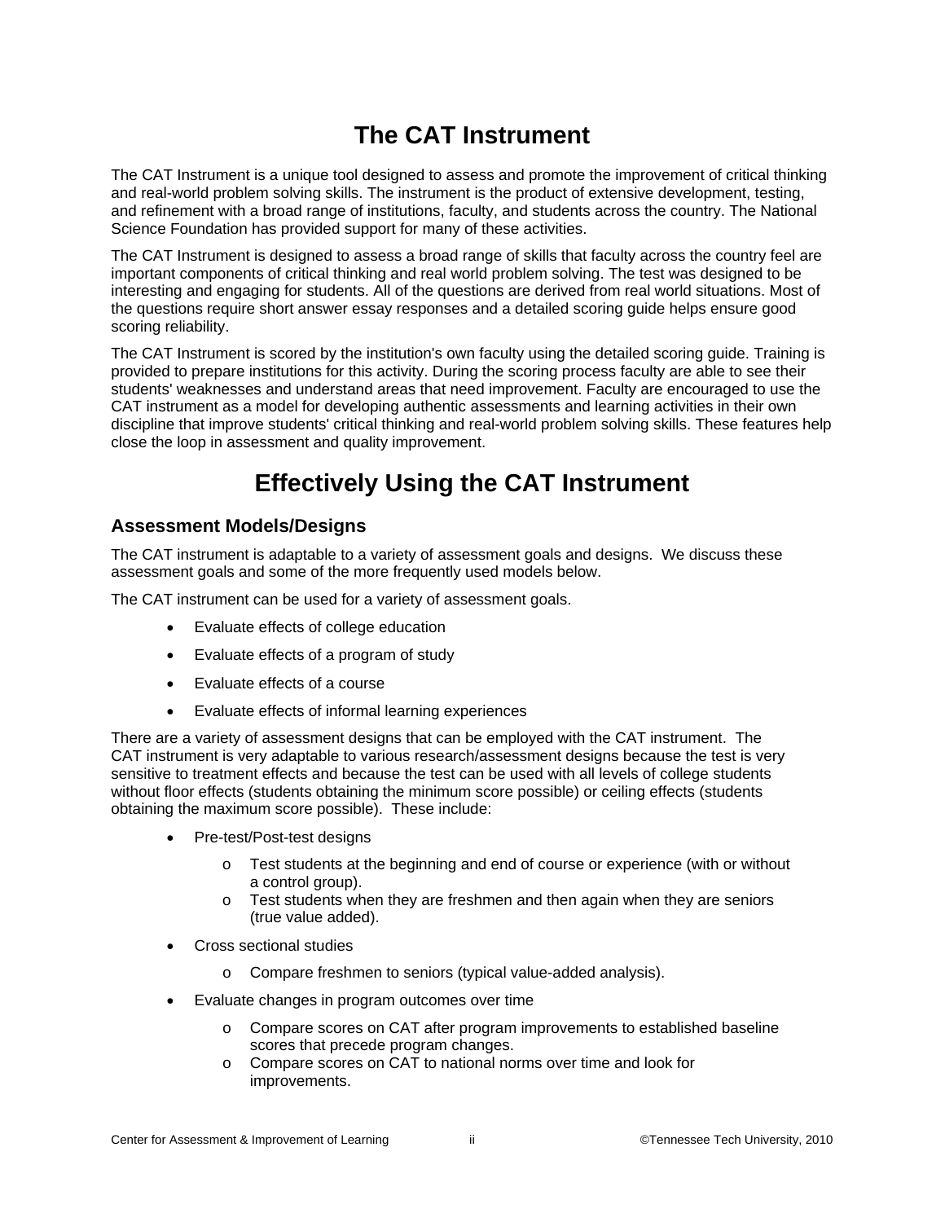# The CAT Instrument

The CAT Instrument is a unique tool designed to assess and promote the improvement of critical thinking and real-world problem solving skills. The instrument is the product of extensive development, testing, and refinement with a broad range of institutions, faculty, and students across the country. The National Science Foundation has provided support for many of these activities.

The CAT Instrument is designed to assess a broad range of skills that faculty across the country feel are important components of critical thinking and real world problem solving. The test was designed to be interesting and engaging for students. All of the questions are derived from real world situations. Most of the questions require short answer essay responses and a detailed scoring guide helps ensure good scoring reliability.

The CAT Instrument is scored by the institution's own faculty using the detailed scoring guide. Training is provided to prepare institutions for this activity. During the scoring process faculty are able to see their students' weaknesses and understand areas that need improvement. Faculty are encouraged to use the CAT instrument as a model for developing authentic assessments and learning activities in their own discipline that improve students' critical thinking and real-world problem solving skills. These features help close the loop in assessment and quality improvement.

# Effectively Using the CAT Instrument

## Assessment Models/Designs

The CAT instrument is adaptable to a variety of assessment goals and designs. We discuss these assessment goals and some of the more frequently used models below.

The CAT instrument can be used for a variety of assessment goals.

- Evaluate effects of college education
- Evaluate effects of a program of study
- Evaluate effects of a course
- Evaluate effects of informal learning experiences

There are a variety of assessment designs that can be employed with the CAT instrument. The CAT instrument is very adaptable to various research/assessment designs because the test is very sensitive to treatment effects and because the test can be used with all levels of college students without floor effects (students obtaining the minimum score possible) or ceiling effects (students obtaining the maximum score possible). These include:

- Pre-test/Post-test designs
    - Test students at the beginning and end of course or experience (with or without a control group).
    - Test students when they are freshmen and then again when they are seniors (true value added).
- Cross sectional studies
    - Compare freshmen to seniors (typical value-added analysis).
- Evaluate changes in program outcomes over time
    - Compare scores on CAT after program improvements to established baseline scores that precede program changes.
    - Compare scores on CAT to national norms over time and look for improvements.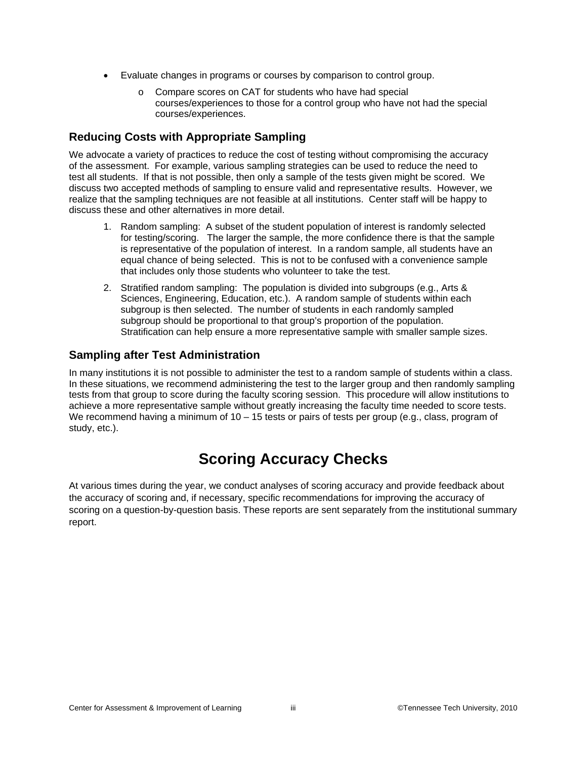- Evaluate changes in programs or courses by comparison to control group.
    - Compare scores on CAT for students who have had special courses/experiences to those for a control group who have not had the special courses/experiences.

### Reducing Costs with Appropriate Sampling

We advocate a variety of practices to reduce the cost of testing without compromising the accuracy of the assessment. For example, various sampling strategies can be used to reduce the need to test all students. If that is not possible, then only a sample of the tests given might be scored. We discuss two accepted methods of sampling to ensure valid and representative results. However, we realize that the sampling techniques are not feasible at all institutions. Center staff will be happy to discuss these and other alternatives in more detail.

1. Random sampling: A subset of the student population of interest is randomly selected for testing/scoring. The larger the sample, the more confidence there is that the sample is representative of the population of interest. In a random sample, all students have an equal chance of being selected. This is not to be confused with a convenience sample that includes only those students who volunteer to take the test.
2. Stratified random sampling: The population is divided into subgroups (e.g., Arts & Sciences, Engineering, Education, etc.). A random sample of students within each subgroup is then selected. The number of students in each randomly sampled subgroup should be proportional to that group's proportion of the population. Stratification can help ensure a more representative sample with smaller sample sizes.

### Sampling after Test Administration

In many institutions it is not possible to administer the test to a random sample of students within a class. In these situations, we recommend administering the test to the larger group and then randomly sampling tests from that group to score during the faculty scoring session. This procedure will allow institutions to achieve a more representative sample without greatly increasing the faculty time needed to score tests. We recommend having a minimum of 10 – 15 tests or pairs of tests per group (e.g., class, program of study, etc.).

## Scoring Accuracy Checks

At various times during the year, we conduct analyses of scoring accuracy and provide feedback about the accuracy of scoring and, if necessary, specific recommendations for improving the accuracy of scoring on a question-by-question basis. These reports are sent separately from the institutional summary report.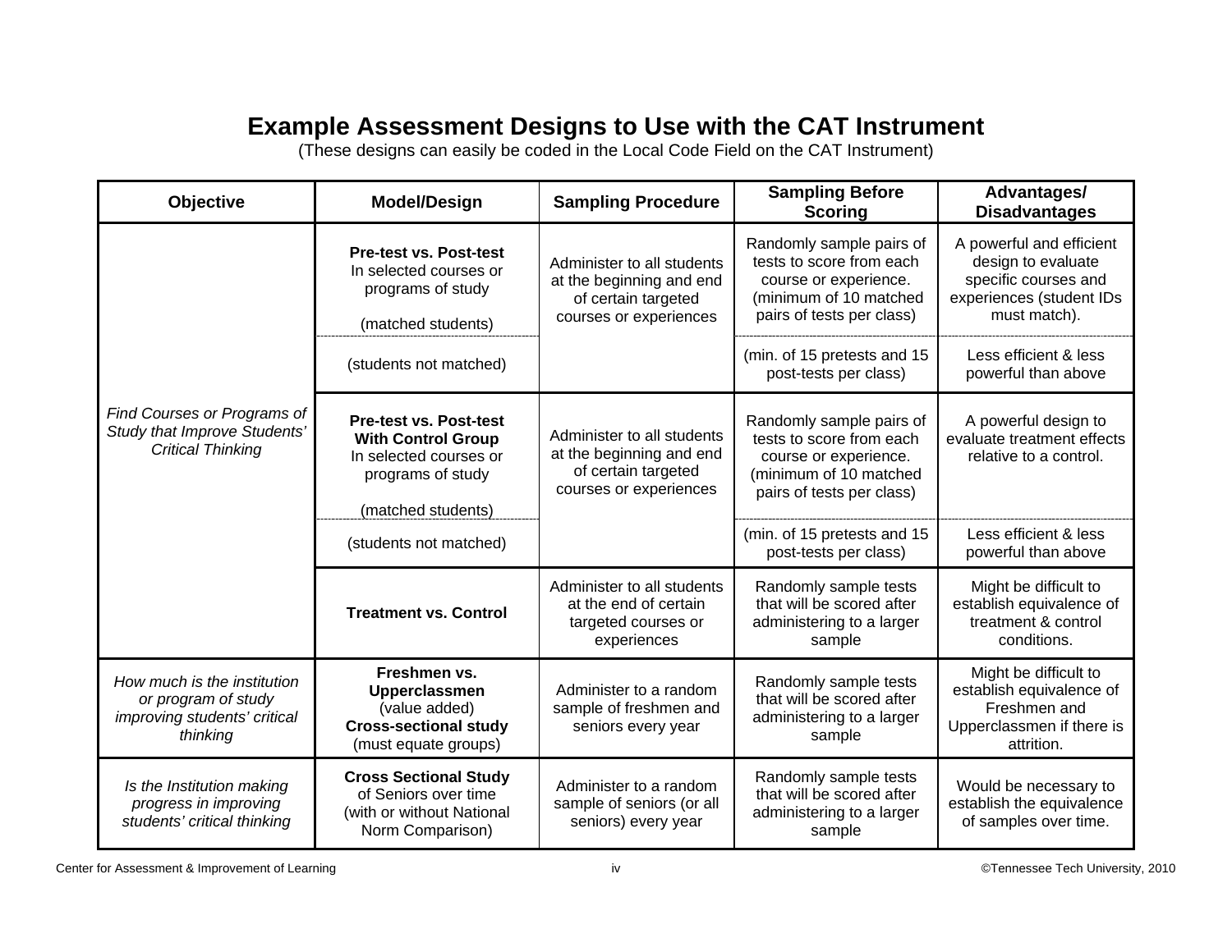# Example Assessment Designs to Use with the CAT Instrument

(These designs can easily be coded in the Local Code Field on the CAT Instrument)

| Objective | Model/Design | Sampling Procedure | Sampling Before Scoring | Advantages/ Disadvantages |
|---|---|---|---|---|
| *Find Courses or Programs of Study that Improve Students' Critical Thinking* | **Pre-test vs. Post-test** In selected courses or programs of study (matched students) | Administer to all students at the beginning and end of certain targeted courses or experiences | Randomly sample pairs of tests to score from each course or experience. (minimum of 10 matched pairs of tests per class) | A powerful and efficient design to evaluate specific courses and experiences (student IDs must match). |
| | (students not matched) | | (min. of 15 pretests and 15 post-tests per class) | Less efficient & less powerful than above |
| | **Pre-test vs. Post-test With Control Group** In selected courses or programs of study (matched students) | Administer to all students at the beginning and end of certain targeted courses or experiences | Randomly sample pairs of tests to score from each course or experience. (minimum of 10 matched pairs of tests per class) | A powerful design to evaluate treatment effects relative to a control. |
| | (students not matched) | | (min. of 15 pretests and 15 post-tests per class) | Less efficient & less powerful than above |
| | **Treatment vs. Control** | Administer to all students at the end of certain targeted courses or experiences | Randomly sample tests that will be scored after administering to a larger sample | Might be difficult to establish equivalence of treatment & control conditions. |
| *How much is the institution or program of study improving students' critical thinking* | **Freshmen vs. Upperclassmen** (value added) **Cross-sectional study** (must equate groups) | Administer to a random sample of freshmen and seniors every year | Randomly sample tests that will be scored after administering to a larger sample | Might be difficult to establish equivalence of Freshmen and Upperclassmen if there is attrition. |
| *Is the Institution making progress in improving students' critical thinking* | **Cross Sectional Study** of Seniors over time (with or without National Norm Comparison) | Administer to a random sample of seniors (or all seniors) every year | Randomly sample tests that will be scored after administering to a larger sample | Would be necessary to establish the equivalence of samples over time. |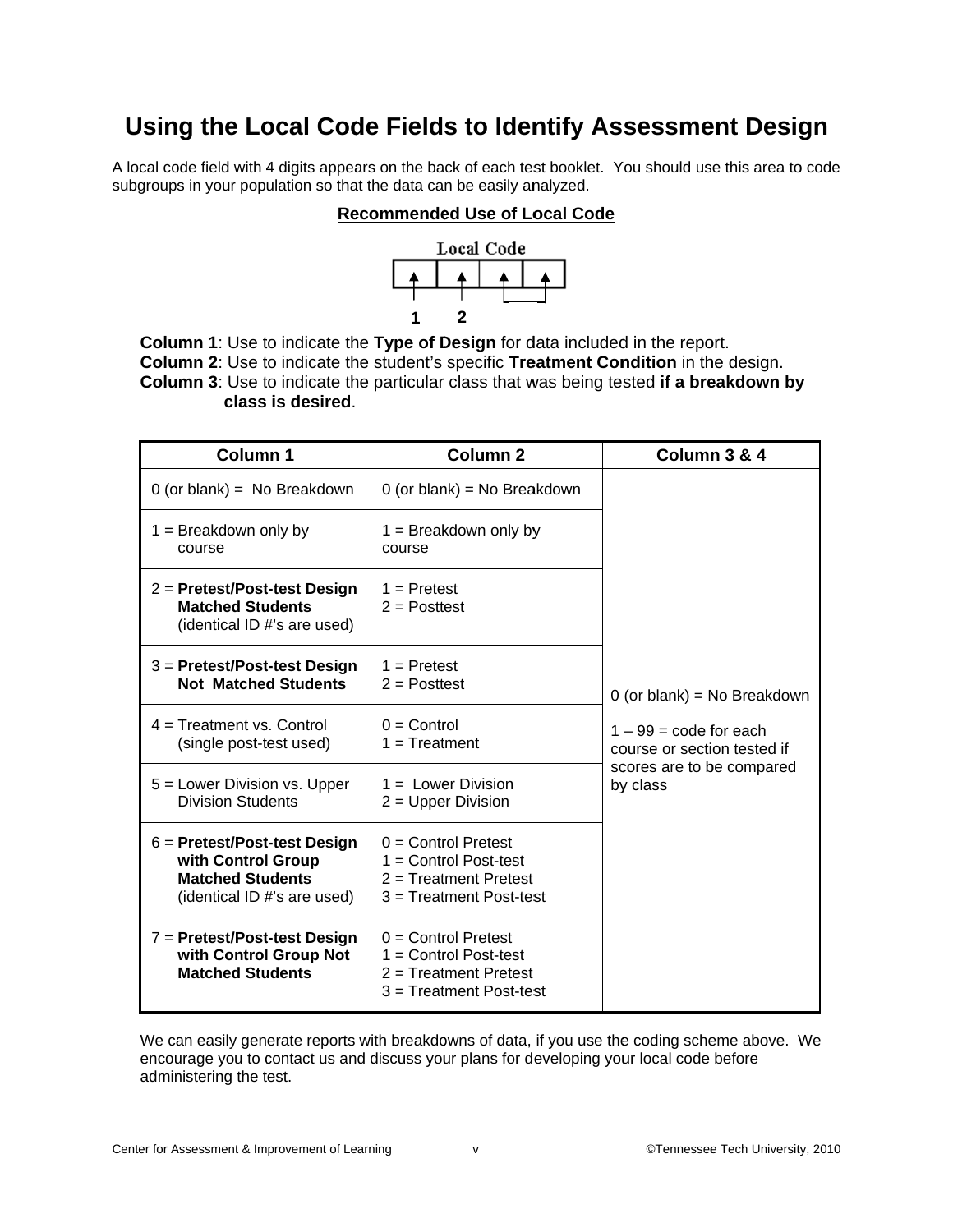# Using the Local Code Fields to Identify Assessment Design

A local code field with 4 digits appears on the back of each test booklet. You should use this area to code subgroups in your population so that the data can be easily analyzed.

**Recommended Use of Local Code**

Local Code

1 2

**Column 1**: Use to indicate the **Type of Design** for data included in the report.
**Column 2**: Use to indicate the student's specific **Treatment Condition** in the design.
**Column 3**: Use to indicate the particular class that was being tested **if a breakdown by class is desired**.

| Column 1 | Column 2 | Column 3 & 4 |
|---|---|---|
| 0 (or blank) = No Breakdown | 0 (or blank) = No Breakdown | 0 (or blank) = No Breakdown<br><br>1 – 99 = code for each course or section tested if scores are to be compared by class |
| 1 = Breakdown only by course | 1 = Breakdown only by course | |
| 2 = **Pretest/Post-test Design Matched Students** (identical ID #'s are used) | 1 = Pretest<br>2 = Posttest | |
| 3 = **Pretest/Post-test Design Not Matched Students** | 1 = Pretest<br>2 = Posttest | |
| 4 = Treatment vs. Control (single post-test used) | 0 = Control<br>1 = Treatment | |
| 5 = Lower Division vs. Upper Division Students | 1 = Lower Division<br>2 = Upper Division | |
| 6 = **Pretest/Post-test Design with Control Group Matched Students** (identical ID #'s are used) | 0 = Control Pretest<br>1 = Control Post-test<br>2 = Treatment Pretest<br>3 = Treatment Post-test | |
| 7 = **Pretest/Post-test Design with Control Group Not Matched Students** | 0 = Control Pretest<br>1 = Control Post-test<br>2 = Treatment Pretest<br>3 = Treatment Post-test | |

We can easily generate reports with breakdowns of data, if you use the coding scheme above. We encourage you to contact us and discuss your plans for developing your local code before administering the test.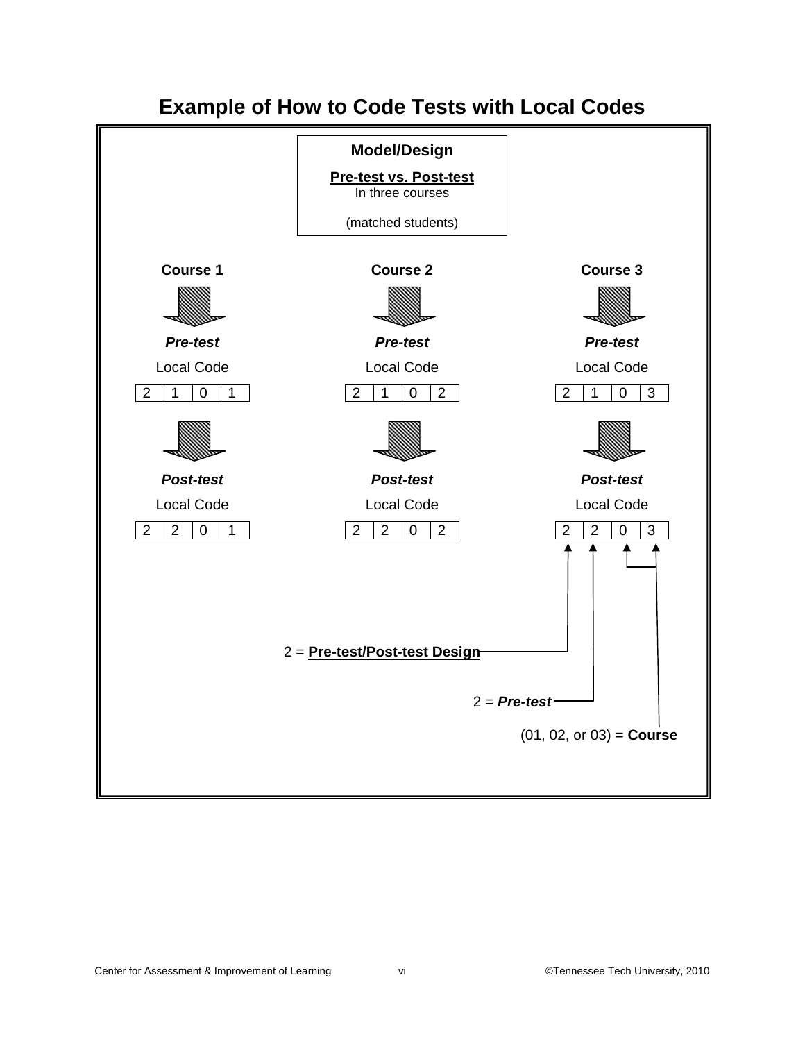# Example of How to Code Tests with Local Codes

**Model/Design**

**Pre-test vs. Post-test**
In three courses

(matched students)

| | Course 1 | Course 2 | Course 3 |
|---|---|---|---|
| ***Pre-test*** Local Code | 2 1 0 1 | 2 1 0 2 | 2 1 0 3 |
| ***Post-test*** Local Code | 2 2 0 1 | 2 2 0 2 | 2 2 0 3 |

2 = **Pre-test/Post-test Design**

2 = ***Pre-test***

(01, 02, or 03) = **Course**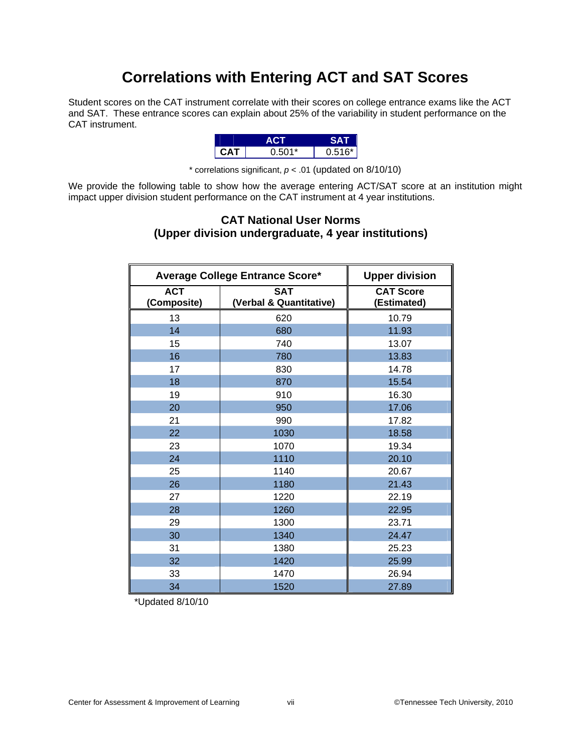# Correlations with Entering ACT and SAT Scores

Student scores on the CAT instrument correlate with their scores on college entrance exams like the ACT and SAT. These entrance scores can explain about 25% of the variability in student performance on the CAT instrument.

| | ACT | SAT |
|---|---|---|
| **CAT** | 0.501* | 0.516* |

* correlations significant, $p < .01$ (updated on 8/10/10)

We provide the following table to show how the average entering ACT/SAT score at an institution might impact upper division student performance on the CAT instrument at 4 year institutions.

### CAT National User Norms
### (Upper division undergraduate, 4 year institutions)

| Average College Entrance Score* | | Upper division |
|---|---|---|
| **ACT (Composite)** | **SAT (Verbal & Quantitative)** | **CAT Score (Estimated)** |
| 13 | 620 | 10.79 |
| 14 | 680 | 11.93 |
| 15 | 740 | 13.07 |
| 16 | 780 | 13.83 |
| 17 | 830 | 14.78 |
| 18 | 870 | 15.54 |
| 19 | 910 | 16.30 |
| 20 | 950 | 17.06 |
| 21 | 990 | 17.82 |
| 22 | 1030 | 18.58 |
| 23 | 1070 | 19.34 |
| 24 | 1110 | 20.10 |
| 25 | 1140 | 20.67 |
| 26 | 1180 | 21.43 |
| 27 | 1220 | 22.19 |
| 28 | 1260 | 22.95 |
| 29 | 1300 | 23.71 |
| 30 | 1340 | 24.47 |
| 31 | 1380 | 25.23 |
| 32 | 1420 | 25.99 |
| 33 | 1470 | 26.94 |
| 34 | 1520 | 27.89 |

*Updated 8/10/10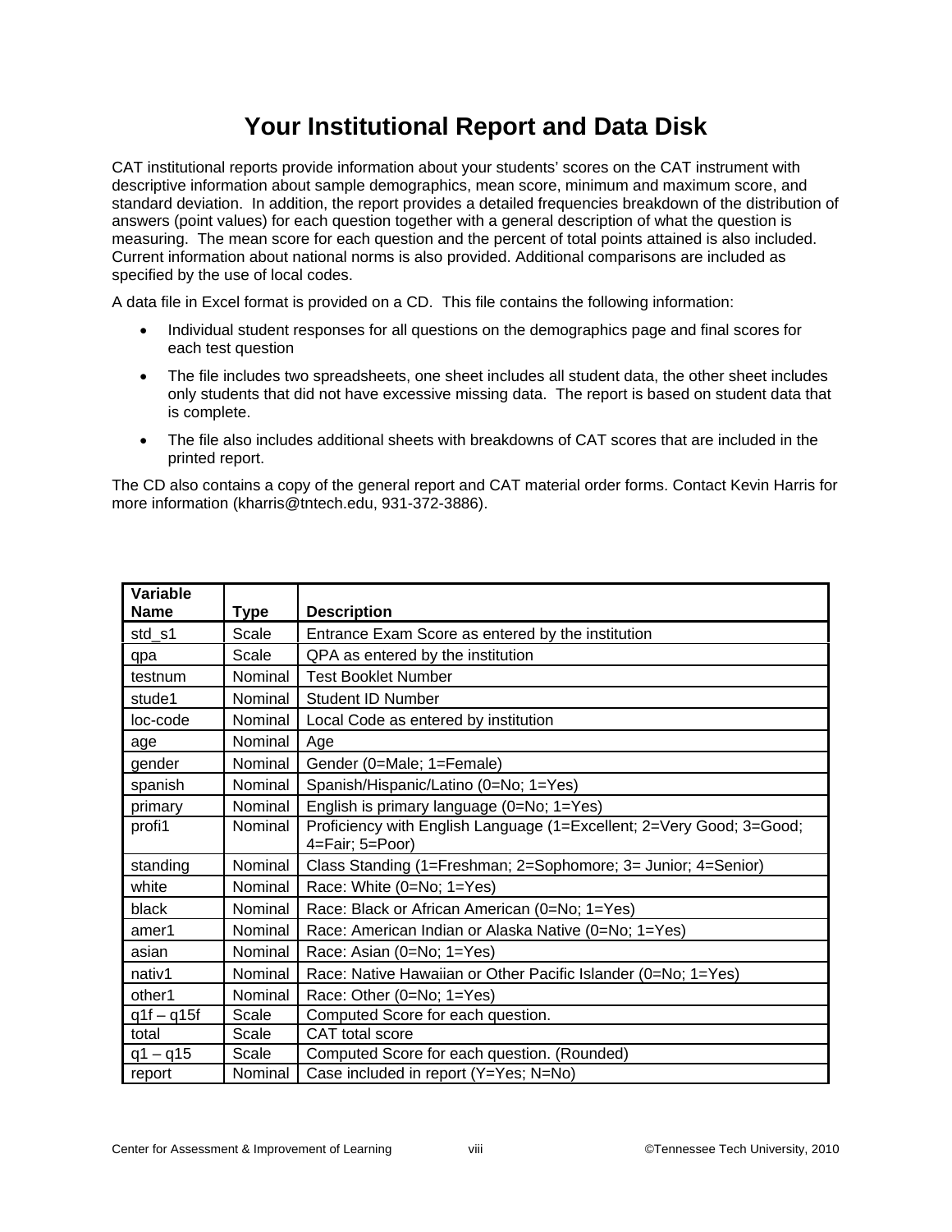# Your Institutional Report and Data Disk

CAT institutional reports provide information about your students' scores on the CAT instrument with descriptive information about sample demographics, mean score, minimum and maximum score, and standard deviation. In addition, the report provides a detailed frequencies breakdown of the distribution of answers (point values) for each question together with a general description of what the question is measuring. The mean score for each question and the percent of total points attained is also included. Current information about national norms is also provided. Additional comparisons are included as specified by the use of local codes.

A data file in Excel format is provided on a CD. This file contains the following information:

- Individual student responses for all questions on the demographics page and final scores for each test question
- The file includes two spreadsheets, one sheet includes all student data, the other sheet includes only students that did not have excessive missing data. The report is based on student data that is complete.
- The file also includes additional sheets with breakdowns of CAT scores that are included in the printed report.

The CD also contains a copy of the general report and CAT material order forms. Contact Kevin Harris for more information (kharris@tntech.edu, 931-372-3886).

| Variable Name | Type | Description |
|---|---|---|
| std_s1 | Scale | Entrance Exam Score as entered by the institution |
| qpa | Scale | QPA as entered by the institution |
| testnum | Nominal | Test Booklet Number |
| stude1 | Nominal | Student ID Number |
| loc-code | Nominal | Local Code as entered by institution |
| age | Nominal | Age |
| gender | Nominal | Gender (0=Male; 1=Female) |
| spanish | Nominal | Spanish/Hispanic/Latino (0=No; 1=Yes) |
| primary | Nominal | English is primary language (0=No; 1=Yes) |
| profi1 | Nominal | Proficiency with English Language (1=Excellent; 2=Very Good; 3=Good; 4=Fair; 5=Poor) |
| standing | Nominal | Class Standing (1=Freshman; 2=Sophomore; 3= Junior; 4=Senior) |
| white | Nominal | Race: White (0=No; 1=Yes) |
| black | Nominal | Race: Black or African American (0=No; 1=Yes) |
| amer1 | Nominal | Race: American Indian or Alaska Native (0=No; 1=Yes) |
| asian | Nominal | Race: Asian (0=No; 1=Yes) |
| nativ1 | Nominal | Race: Native Hawaiian or Other Pacific Islander (0=No; 1=Yes) |
| other1 | Nominal | Race: Other (0=No; 1=Yes) |
| q1f – q15f | Scale | Computed Score for each question. |
| total | Scale | CAT total score |
| q1 – q15 | Scale | Computed Score for each question. (Rounded) |
| report | Nominal | Case included in report (Y=Yes; N=No) |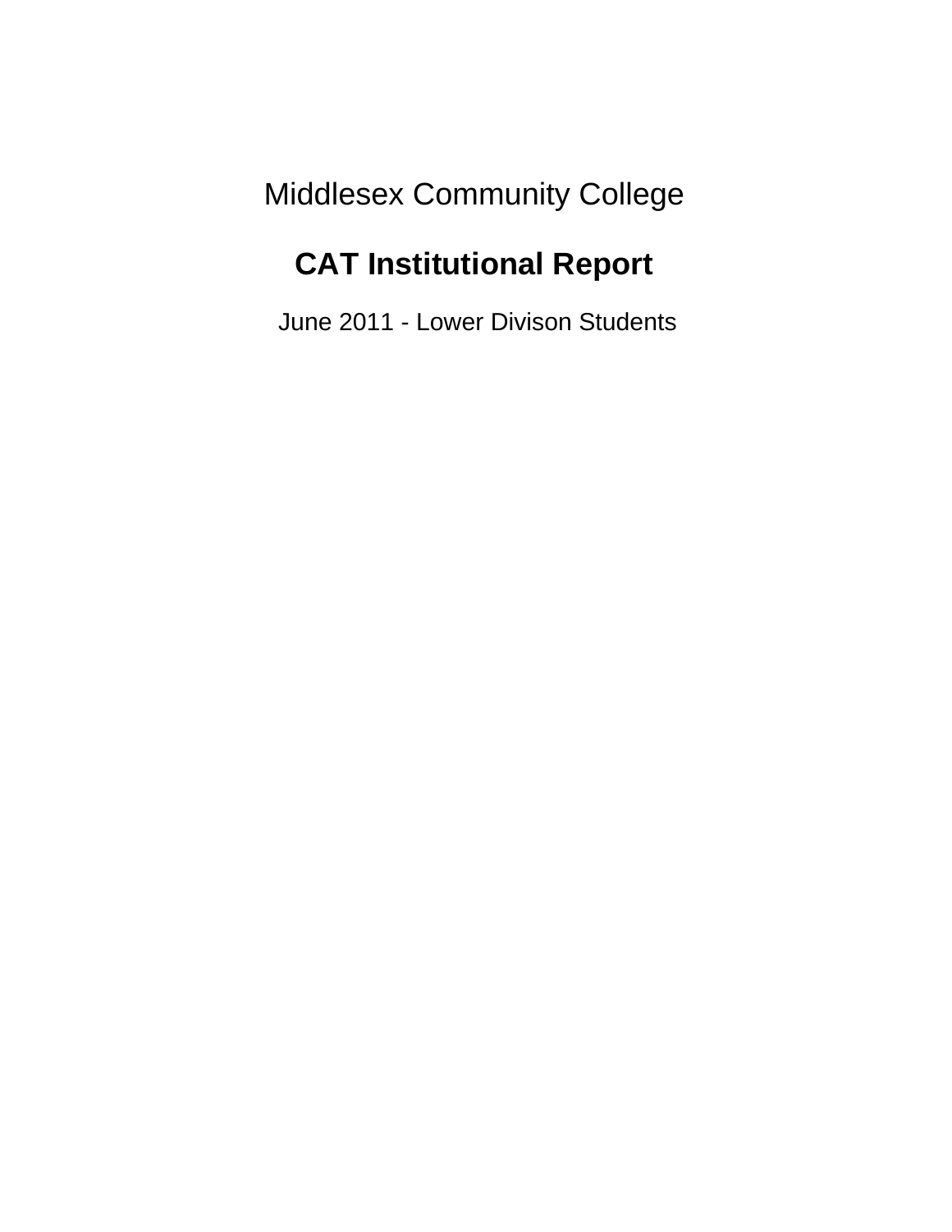Middlesex Community College

# CAT Institutional Report

June 2011 - Lower Divison Students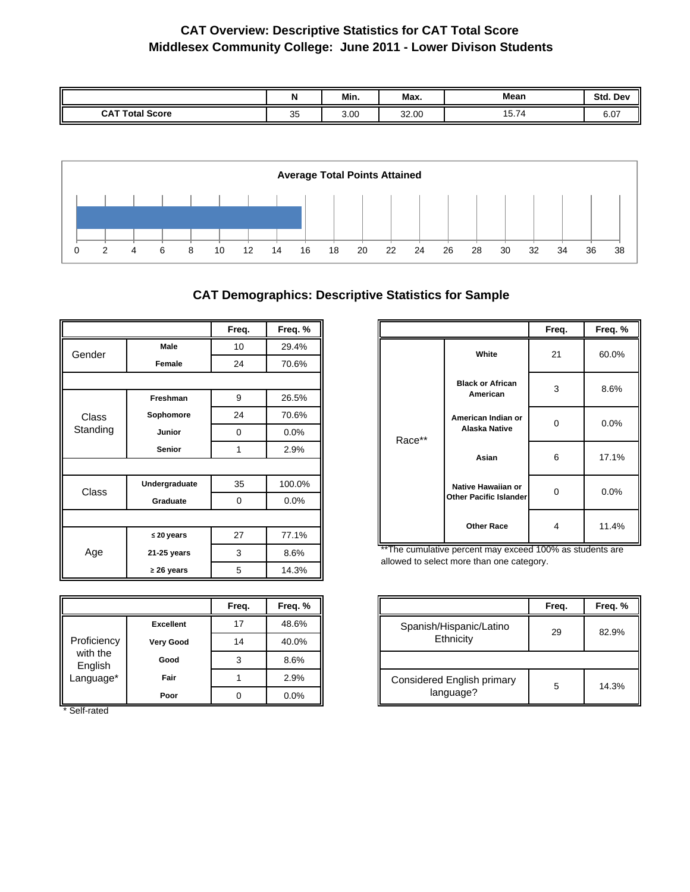# CAT Overview: Descriptive Statistics for CAT Total Score
## Middlesex Community College: June 2011 - Lower Divison Students

| | N | Min. | Max. | Mean | Std. Dev |
|---|---|---|---|---|---|
| **CAT Total Score** | 35 | 3.00 | 32.00 | 15.74 | 6.07 |

**Average Total Points Attained**

0 2 4 6 8 10 12 14 16 18 20 22 24 26 28 30 32 34 36 38

## CAT Demographics: Descriptive Statistics for Sample

| | | Freq. | Freq. % |
|---|---|---|---|
| Gender | **Male** | 10 | 29.4% |
| | **Female** | 24 | 70.6% |
| | | | |
| Class Standing | **Freshman** | 9 | 26.5% |
| | **Sophomore** | 24 | 70.6% |
| | **Junior** | 0 | 0.0% |
| | **Senior** | 1 | 2.9% |
| | | | |
| Class | **Undergraduate** | 35 | 100.0% |
| | **Graduate** | 0 | 0.0% |
| | | | |
| Age | **≤ 20 years** | 27 | 77.1% |
| | **21-25 years** | 3 | 8.6% |
| | **≥ 26 years** | 5 | 14.3% |

| | | Freq. | Freq. % |
|---|---|---|---|
| Race** | **White** | 21 | 60.0% |
| | **Black or African American** | 3 | 8.6% |
| | **American Indian or Alaska Native** | 0 | 0.0% |
| | **Asian** | 6 | 17.1% |
| | **Native Hawaiian or Other Pacific Islander** | 0 | 0.0% |
| | **Other Race** | 4 | 11.4% |

**The cumulative percent may exceed 100% as students are allowed to select more than one category.

| | | Freq. | Freq. % |
|---|---|---|---|
| Proficiency with the English Language* | **Excellent** | 17 | 48.6% |
| | **Very Good** | 14 | 40.0% |
| | **Good** | 3 | 8.6% |
| | **Fair** | 1 | 2.9% |
| | **Poor** | 0 | 0.0% |

* Self-rated

| | Freq. | Freq. % |
|---|---|---|
| Spanish/Hispanic/Latino Ethnicity | 29 | 82.9% |
| | | |
| Considered English primary language? | 5 | 14.3% |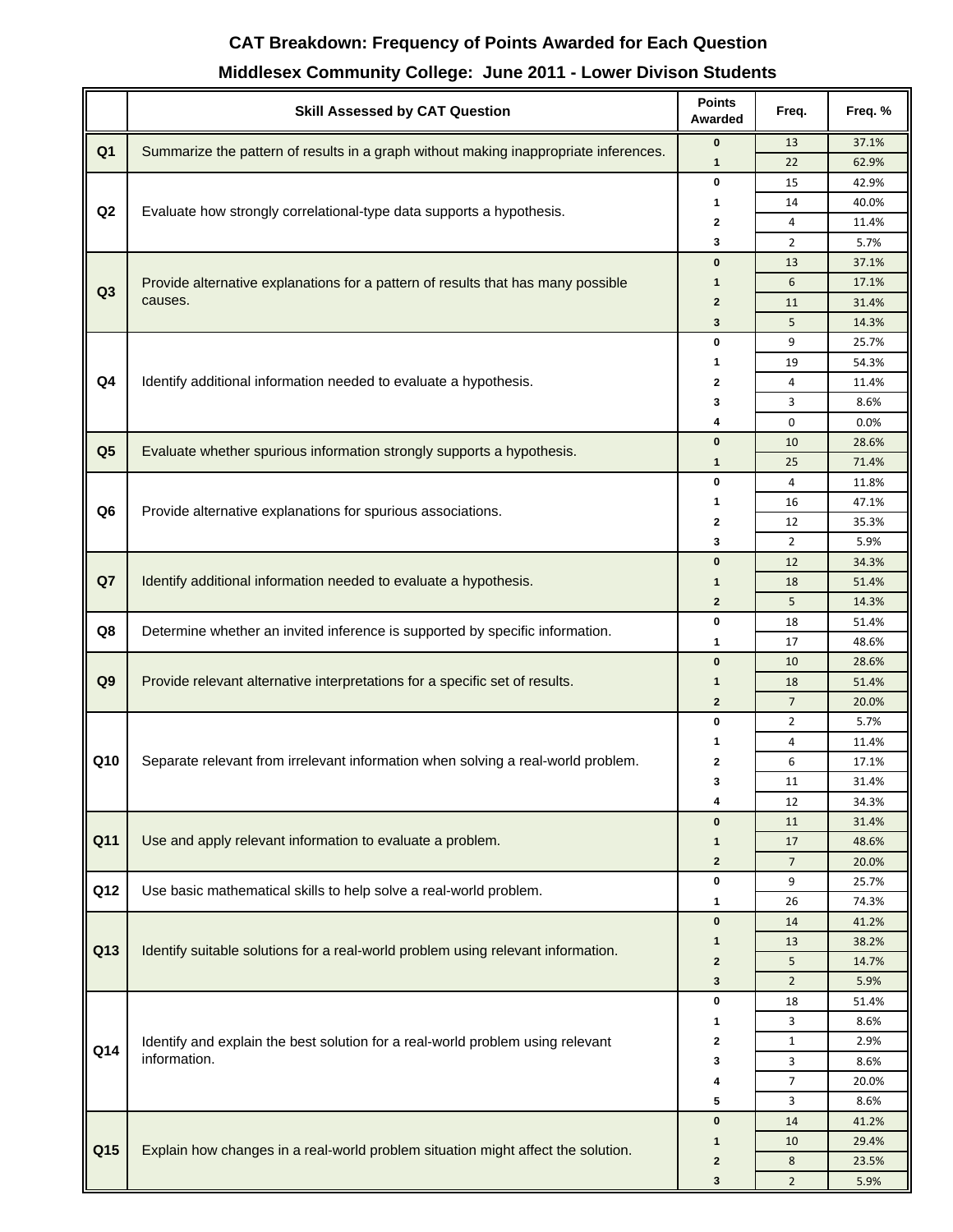## CAT Breakdown: Frequency of Points Awarded for Each Question

### Middlesex Community College: June 2011 - Lower Divison Students

| | Skill Assessed by CAT Question | Points Awarded | Freq. | Freq. % |
|---|---|---|---|---|
| Q1 | Summarize the pattern of results in a graph without making inappropriate inferences. | 0 | 13 | 37.1% |
| | | 1 | 22 | 62.9% |
| Q2 | Evaluate how strongly correlational-type data supports a hypothesis. | 0 | 15 | 42.9% |
| | | 1 | 14 | 40.0% |
| | | 2 | 4 | 11.4% |
| | | 3 | 2 | 5.7% |
| Q3 | Provide alternative explanations for a pattern of results that has many possible causes. | 0 | 13 | 37.1% |
| | | 1 | 6 | 17.1% |
| | | 2 | 11 | 31.4% |
| | | 3 | 5 | 14.3% |
| Q4 | Identify additional information needed to evaluate a hypothesis. | 0 | 9 | 25.7% |
| | | 1 | 19 | 54.3% |
| | | 2 | 4 | 11.4% |
| | | 3 | 3 | 8.6% |
| | | 4 | 0 | 0.0% |
| Q5 | Evaluate whether spurious information strongly supports a hypothesis. | 0 | 10 | 28.6% |
| | | 1 | 25 | 71.4% |
| Q6 | Provide alternative explanations for spurious associations. | 0 | 4 | 11.8% |
| | | 1 | 16 | 47.1% |
| | | 2 | 12 | 35.3% |
| | | 3 | 2 | 5.9% |
| Q7 | Identify additional information needed to evaluate a hypothesis. | 0 | 12 | 34.3% |
| | | 1 | 18 | 51.4% |
| | | 2 | 5 | 14.3% |
| Q8 | Determine whether an invited inference is supported by specific information. | 0 | 18 | 51.4% |
| | | 1 | 17 | 48.6% |
| Q9 | Provide relevant alternative interpretations for a specific set of results. | 0 | 10 | 28.6% |
| | | 1 | 18 | 51.4% |
| | | 2 | 7 | 20.0% |
| Q10 | Separate relevant from irrelevant information when solving a real-world problem. | 0 | 2 | 5.7% |
| | | 1 | 4 | 11.4% |
| | | 2 | 6 | 17.1% |
| | | 3 | 11 | 31.4% |
| | | 4 | 12 | 34.3% |
| Q11 | Use and apply relevant information to evaluate a problem. | 0 | 11 | 31.4% |
| | | 1 | 17 | 48.6% |
| | | 2 | 7 | 20.0% |
| Q12 | Use basic mathematical skills to help solve a real-world problem. | 0 | 9 | 25.7% |
| | | 1 | 26 | 74.3% |
| Q13 | Identify suitable solutions for a real-world problem using relevant information. | 0 | 14 | 41.2% |
| | | 1 | 13 | 38.2% |
| | | 2 | 5 | 14.7% |
| | | 3 | 2 | 5.9% |
| Q14 | Identify and explain the best solution for a real-world problem using relevant information. | 0 | 18 | 51.4% |
| | | 1 | 3 | 8.6% |
| | | 2 | 1 | 2.9% |
| | | 3 | 3 | 8.6% |
| | | 4 | 7 | 20.0% |
| | | 5 | 3 | 8.6% |
| Q15 | Explain how changes in a real-world problem situation might affect the solution. | 0 | 14 | 41.2% |
| | | 1 | 10 | 29.4% |
| | | 2 | 8 | 23.5% |
| | | 3 | 2 | 5.9% |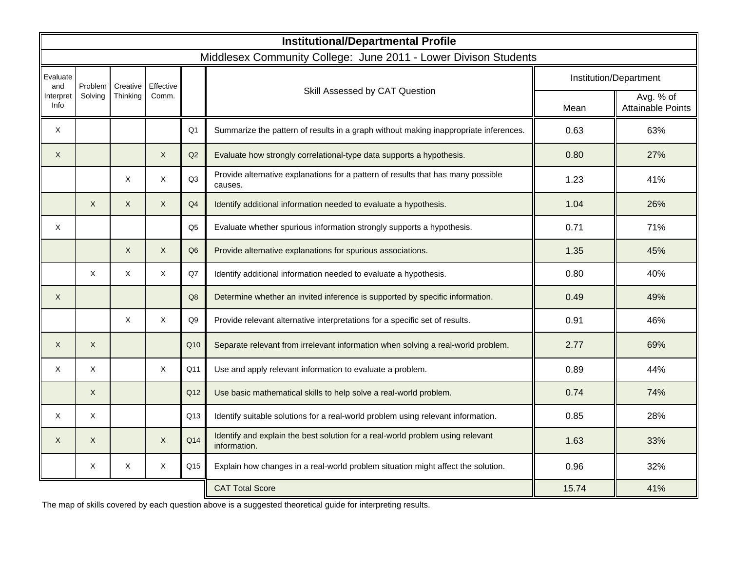# Institutional/Departmental Profile

## Middlesex Community College: June 2011 - Lower Divison Students

| Evaluate and Interpret Info | Problem Solving | Creative Thinking | Effective Comm. | | Skill Assessed by CAT Question | Institution/Department | |
|---|---|---|---|---|---|---|---|
| | | | | | | Mean | Avg. % of Attainable Points |
| X | | | | Q1 | Summarize the pattern of results in a graph without making inappropriate inferences. | 0.63 | 63% |
| X | | | X | Q2 | Evaluate how strongly correlational-type data supports a hypothesis. | 0.80 | 27% |
| | | X | X | Q3 | Provide alternative explanations for a pattern of results that has many possible causes. | 1.23 | 41% |
| | X | X | X | Q4 | Identify additional information needed to evaluate a hypothesis. | 1.04 | 26% |
| X | | | | Q5 | Evaluate whether spurious information strongly supports a hypothesis. | 0.71 | 71% |
| | | X | X | Q6 | Provide alternative explanations for spurious associations. | 1.35 | 45% |
| | X | X | X | Q7 | Identify additional information needed to evaluate a hypothesis. | 0.80 | 40% |
| X | | | | Q8 | Determine whether an invited inference is supported by specific information. | 0.49 | 49% |
| | | X | X | Q9 | Provide relevant alternative interpretations for a specific set of results. | 0.91 | 46% |
| X | X | | | Q10 | Separate relevant from irrelevant information when solving a real-world problem. | 2.77 | 69% |
| X | X | | X | Q11 | Use and apply relevant information to evaluate a problem. | 0.89 | 44% |
| | X | | | Q12 | Use basic mathematical skills to help solve a real-world problem. | 0.74 | 74% |
| X | X | | | Q13 | Identify suitable solutions for a real-world problem using relevant information. | 0.85 | 28% |
| X | X | | X | Q14 | Identify and explain the best solution for a real-world problem using relevant information. | 1.63 | 33% |
| | X | X | X | Q15 | Explain how changes in a real-world problem situation might affect the solution. | 0.96 | 32% |
| | | | | | CAT Total Score | 15.74 | 41% |

The map of skills covered by each question above is a suggested theoretical guide for interpreting results.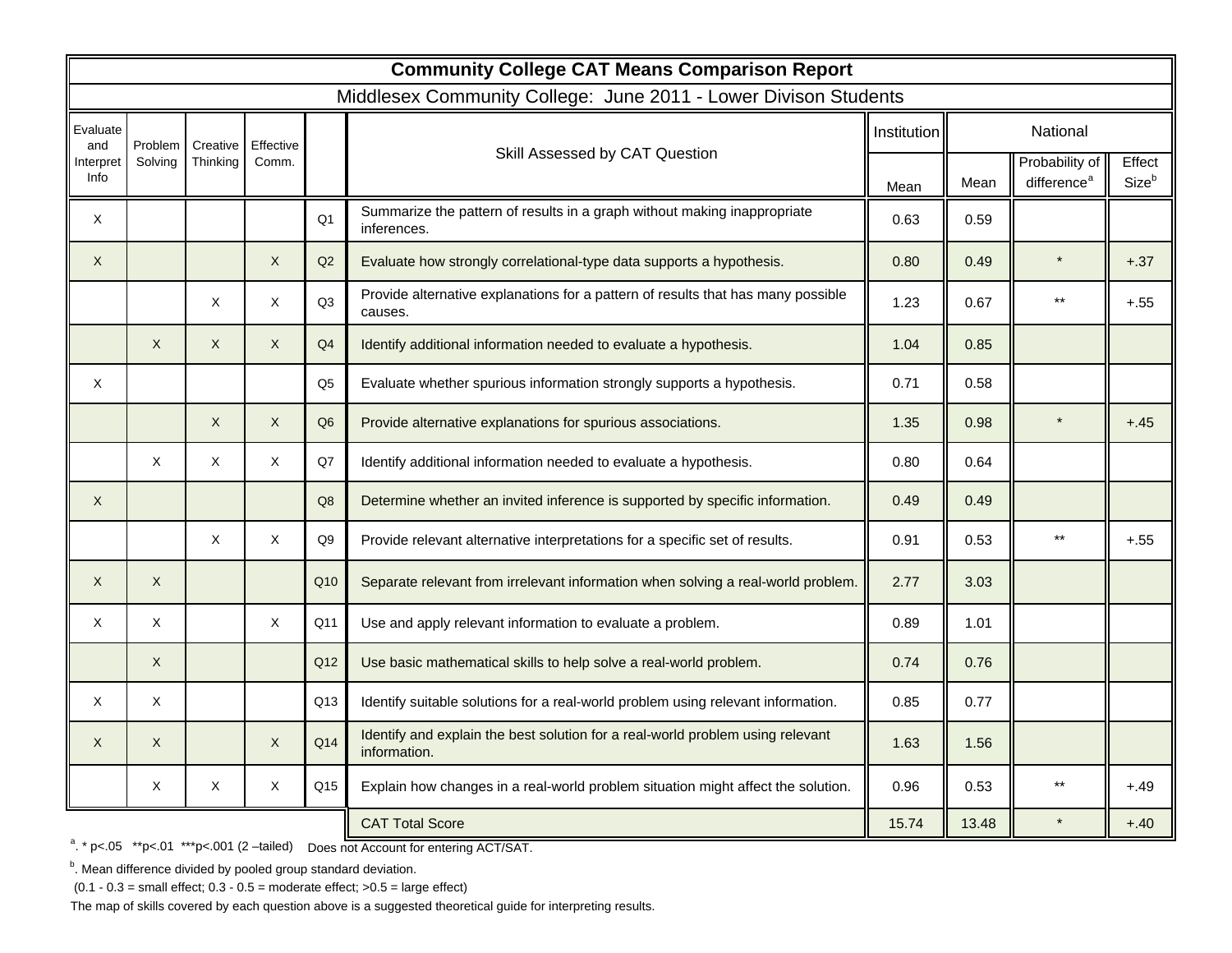# Community College CAT Means Comparison Report

## Middlesex Community College: June 2011 - Lower Divison Students

| Evaluate and Interpret Info | Problem Solving | Creative Thinking | Effective Comm. | | Skill Assessed by CAT Question | Institution | National | | |
|---|---|---|---|---|---|---|---|---|---|
| | | | | | | Mean | Mean | Probability of difference[a] | Effect Size[b] |
| X | | | | Q1 | Summarize the pattern of results in a graph without making inappropriate inferences. | 0.63 | 0.59 | | |
| X | | | X | Q2 | Evaluate how strongly correlational-type data supports a hypothesis. | 0.80 | 0.49 | * | +.37 |
| | | X | X | Q3 | Provide alternative explanations for a pattern of results that has many possible causes. | 1.23 | 0.67 | ** | +.55 |
| | X | X | X | Q4 | Identify additional information needed to evaluate a hypothesis. | 1.04 | 0.85 | | |
| X | | | | Q5 | Evaluate whether spurious information strongly supports a hypothesis. | 0.71 | 0.58 | | |
| | | X | X | Q6 | Provide alternative explanations for spurious associations. | 1.35 | 0.98 | * | +.45 |
| | X | X | X | Q7 | Identify additional information needed to evaluate a hypothesis. | 0.80 | 0.64 | | |
| X | | | | Q8 | Determine whether an invited inference is supported by specific information. | 0.49 | 0.49 | | |
| | | X | X | Q9 | Provide relevant alternative interpretations for a specific set of results. | 0.91 | 0.53 | ** | +.55 |
| X | X | | | Q10 | Separate relevant from irrelevant information when solving a real-world problem. | 2.77 | 3.03 | | |
| X | X | | X | Q11 | Use and apply relevant information to evaluate a problem. | 0.89 | 1.01 | | |
| | X | | | Q12 | Use basic mathematical skills to help solve a real-world problem. | 0.74 | 0.76 | | |
| X | X | | | Q13 | Identify suitable solutions for a real-world problem using relevant information. | 0.85 | 0.77 | | |
| X | X | | X | Q14 | Identify and explain the best solution for a real-world problem using relevant information. | 1.63 | 1.56 | | |
| | X | X | X | Q15 | Explain how changes in a real-world problem situation might affect the solution. | 0.96 | 0.53 | ** | +.49 |
| | | | | | CAT Total Score | 15.74 | 13.48 | * | +.40 |

[a]. * $p<.05$ ** $p<.01$ *** $p<.001$ (2 –tailed) Does not Account for entering ACT/SAT.

[b]. Mean difference divided by pooled group standard deviation.

(0.1 - 0.3 = small effect; 0.3 - 0.5 = moderate effect; >0.5 = large effect)

The map of skills covered by each question above is a suggested theoretical guide for interpreting results.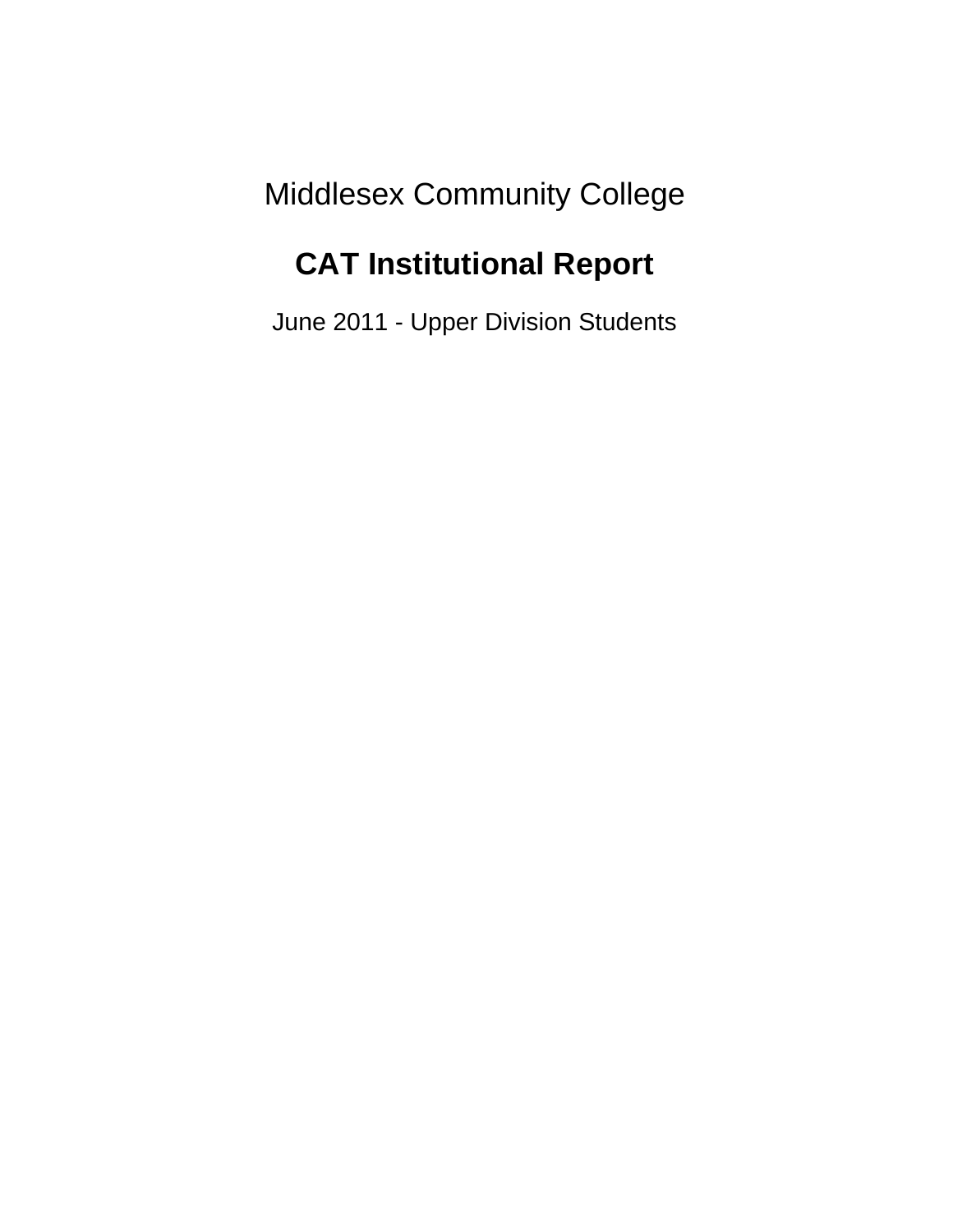Middlesex Community College

# CAT Institutional Report

June 2011 - Upper Division Students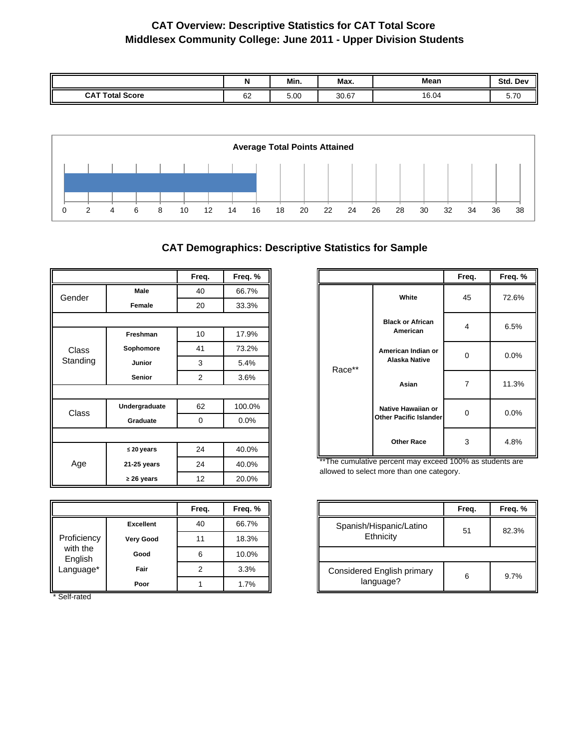# CAT Overview: Descriptive Statistics for CAT Total Score
## Middlesex Community College: June 2011 - Upper Division Students

| | N | Min. | Max. | Mean | Std. Dev |
|---|---|---|---|---|---|
| CAT Total Score | 62 | 5.00 | 30.67 | 16.04 | 5.70 |

**Average Total Points Attained**

0 2 4 6 8 10 12 14 16 18 20 22 24 26 28 30 32 34 36 38

## CAT Demographics: Descriptive Statistics for Sample

| | | Freq. | Freq. % |
|---|---|---|---|
| Gender | Male | 40 | 66.7% |
| | Female | 20 | 33.3% |
| Class Standing | Freshman | 10 | 17.9% |
| | Sophomore | 41 | 73.2% |
| | Junior | 3 | 5.4% |
| | Senior | 2 | 3.6% |
| Class | Undergraduate | 62 | 100.0% |
| | Graduate | 0 | 0.0% |
| Age | ≤ 20 years | 24 | 40.0% |
| | 21-25 years | 24 | 40.0% |
| | ≥ 26 years | 12 | 20.0% |

| | | Freq. | Freq. % |
|---|---|---|---|
| Race** | White | 45 | 72.6% |
| | Black or African American | 4 | 6.5% |
| | American Indian or Alaska Native | 0 | 0.0% |
| | Asian | 7 | 11.3% |
| | Native Hawaiian or Other Pacific Islander | 0 | 0.0% |
| | Other Race | 3 | 4.8% |

**The cumulative percent may exceed 100% as students are allowed to select more than one category.

| | | Freq. | Freq. % |
|---|---|---|---|
| Proficiency with the English Language* | Excellent | 40 | 66.7% |
| | Very Good | 11 | 18.3% |
| | Good | 6 | 10.0% |
| | Fair | 2 | 3.3% |
| | Poor | 1 | 1.7% |

* Self-rated

| | Freq. | Freq. % |
|---|---|---|
| Spanish/Hispanic/Latino Ethnicity | 51 | 82.3% |
| Considered English primary language? | 6 | 9.7% |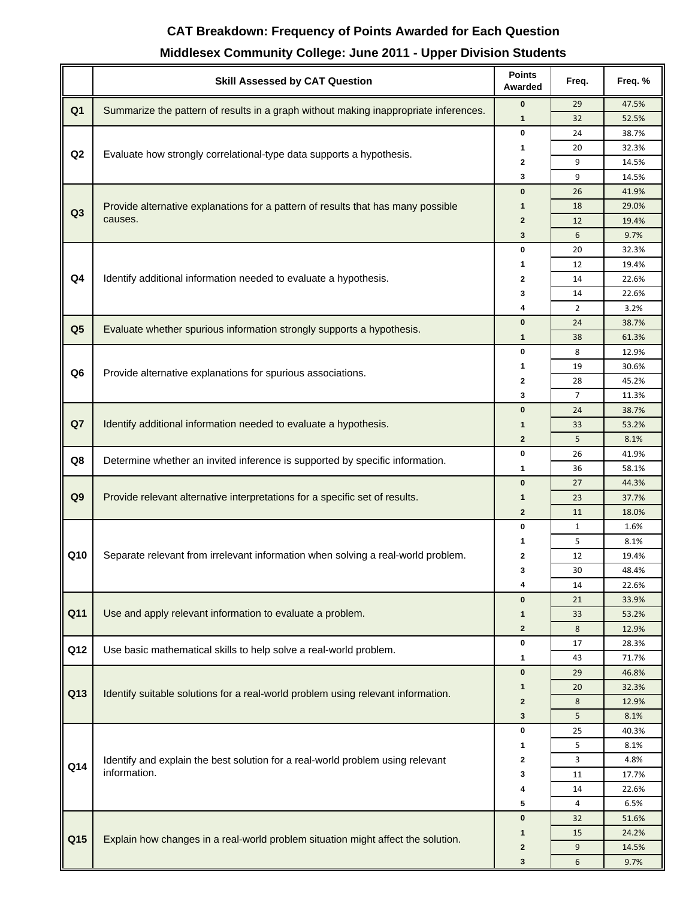# CAT Breakdown: Frequency of Points Awarded for Each Question

## Middlesex Community College: June 2011 - Upper Division Students

| | Skill Assessed by CAT Question | Points Awarded | Freq. | Freq. % |
|---|---|---|---|---|
| Q1 | Summarize the pattern of results in a graph without making inappropriate inferences. | 0 | 29 | 47.5% |
| | | 1 | 32 | 52.5% |
| Q2 | Evaluate how strongly correlational-type data supports a hypothesis. | 0 | 24 | 38.7% |
| | | 1 | 20 | 32.3% |
| | | 2 | 9 | 14.5% |
| | | 3 | 9 | 14.5% |
| Q3 | Provide alternative explanations for a pattern of results that has many possible causes. | 0 | 26 | 41.9% |
| | | 1 | 18 | 29.0% |
| | | 2 | 12 | 19.4% |
| | | 3 | 6 | 9.7% |
| Q4 | Identify additional information needed to evaluate a hypothesis. | 0 | 20 | 32.3% |
| | | 1 | 12 | 19.4% |
| | | 2 | 14 | 22.6% |
| | | 3 | 14 | 22.6% |
| | | 4 | 2 | 3.2% |
| Q5 | Evaluate whether spurious information strongly supports a hypothesis. | 0 | 24 | 38.7% |
| | | 1 | 38 | 61.3% |
| Q6 | Provide alternative explanations for spurious associations. | 0 | 8 | 12.9% |
| | | 1 | 19 | 30.6% |
| | | 2 | 28 | 45.2% |
| | | 3 | 7 | 11.3% |
| Q7 | Identify additional information needed to evaluate a hypothesis. | 0 | 24 | 38.7% |
| | | 1 | 33 | 53.2% |
| | | 2 | 5 | 8.1% |
| Q8 | Determine whether an invited inference is supported by specific information. | 0 | 26 | 41.9% |
| | | 1 | 36 | 58.1% |
| Q9 | Provide relevant alternative interpretations for a specific set of results. | 0 | 27 | 44.3% |
| | | 1 | 23 | 37.7% |
| | | 2 | 11 | 18.0% |
| Q10 | Separate relevant from irrelevant information when solving a real-world problem. | 0 | 1 | 1.6% |
| | | 1 | 5 | 8.1% |
| | | 2 | 12 | 19.4% |
| | | 3 | 30 | 48.4% |
| | | 4 | 14 | 22.6% |
| Q11 | Use and apply relevant information to evaluate a problem. | 0 | 21 | 33.9% |
| | | 1 | 33 | 53.2% |
| | | 2 | 8 | 12.9% |
| Q12 | Use basic mathematical skills to help solve a real-world problem. | 0 | 17 | 28.3% |
| | | 1 | 43 | 71.7% |
| Q13 | Identify suitable solutions for a real-world problem using relevant information. | 0 | 29 | 46.8% |
| | | 1 | 20 | 32.3% |
| | | 2 | 8 | 12.9% |
| | | 3 | 5 | 8.1% |
| Q14 | Identify and explain the best solution for a real-world problem using relevant information. | 0 | 25 | 40.3% |
| | | 1 | 5 | 8.1% |
| | | 2 | 3 | 4.8% |
| | | 3 | 11 | 17.7% |
| | | 4 | 14 | 22.6% |
| | | 5 | 4 | 6.5% |
| Q15 | Explain how changes in a real-world problem situation might affect the solution. | 0 | 32 | 51.6% |
| | | 1 | 15 | 24.2% |
| | | 2 | 9 | 14.5% |
| | | 3 | 6 | 9.7% |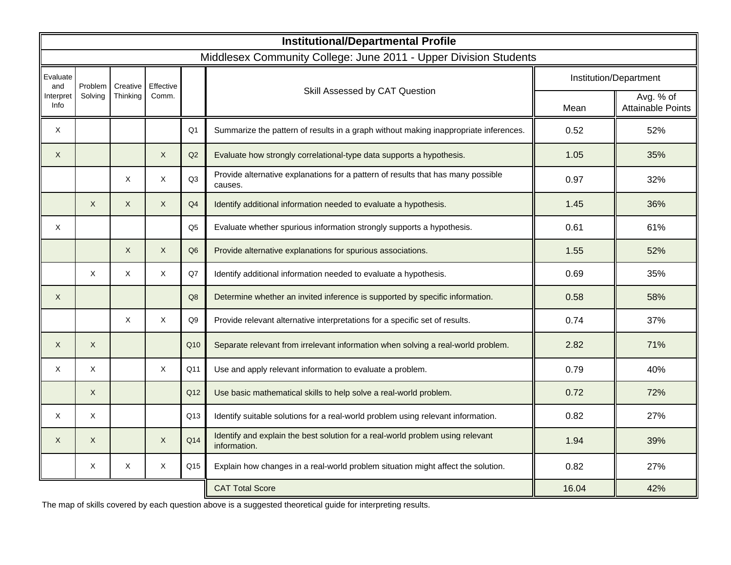# Institutional/Departmental Profile

## Middlesex Community College: June 2011 - Upper Division Students

| Evaluate and Interpret Info | Problem Solving | Creative Thinking | Effective Comm. | | Skill Assessed by CAT Question | Institution/Department | |
|---|---|---|---|---|---|---|---|
| | | | | | | Mean | Avg. % of Attainable Points |
| X | | | | Q1 | Summarize the pattern of results in a graph without making inappropriate inferences. | 0.52 | 52% |
| X | | | X | Q2 | Evaluate how strongly correlational-type data supports a hypothesis. | 1.05 | 35% |
| | | X | X | Q3 | Provide alternative explanations for a pattern of results that has many possible causes. | 0.97 | 32% |
| | X | X | X | Q4 | Identify additional information needed to evaluate a hypothesis. | 1.45 | 36% |
| X | | | | Q5 | Evaluate whether spurious information strongly supports a hypothesis. | 0.61 | 61% |
| | | X | X | Q6 | Provide alternative explanations for spurious associations. | 1.55 | 52% |
| | X | X | X | Q7 | Identify additional information needed to evaluate a hypothesis. | 0.69 | 35% |
| X | | | | Q8 | Determine whether an invited inference is supported by specific information. | 0.58 | 58% |
| | | X | X | Q9 | Provide relevant alternative interpretations for a specific set of results. | 0.74 | 37% |
| X | X | | | Q10 | Separate relevant from irrelevant information when solving a real-world problem. | 2.82 | 71% |
| X | X | | X | Q11 | Use and apply relevant information to evaluate a problem. | 0.79 | 40% |
| | X | | | Q12 | Use basic mathematical skills to help solve a real-world problem. | 0.72 | 72% |
| X | X | | | Q13 | Identify suitable solutions for a real-world problem using relevant information. | 0.82 | 27% |
| X | X | | X | Q14 | Identify and explain the best solution for a real-world problem using relevant information. | 1.94 | 39% |
| | X | X | X | Q15 | Explain how changes in a real-world problem situation might affect the solution. | 0.82 | 27% |
| | | | | | CAT Total Score | 16.04 | 42% |

The map of skills covered by each question above is a suggested theoretical guide for interpreting results.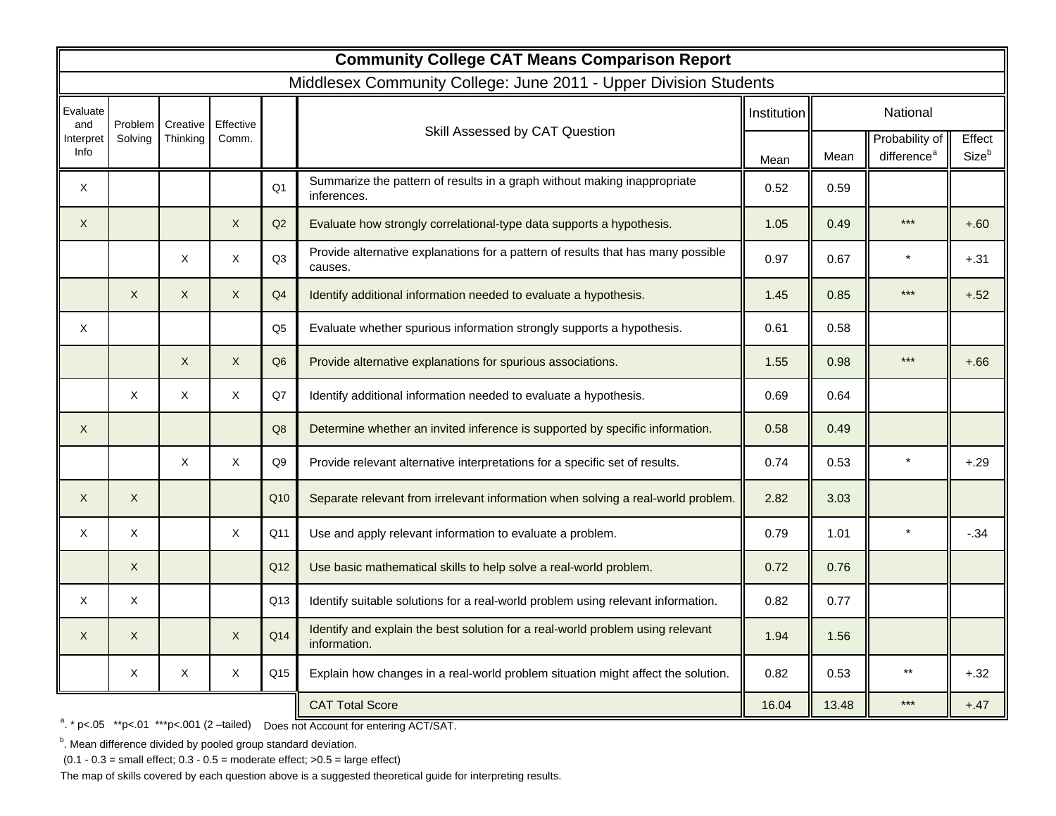# Community College CAT Means Comparison Report

## Middlesex Community College: June 2011 - Upper Division Students

| Evaluate and Interpret Info | Problem Solving | Creative Thinking | Effective Comm. | | Skill Assessed by CAT Question | Institution | National | | |
|---|---|---|---|---|---|---|---|---|---|
| | | | | | | Mean | Mean | Probability of difference[a] | Effect Size[b] |
| X | | | | Q1 | Summarize the pattern of results in a graph without making inappropriate inferences. | 0.52 | 0.59 | | |
| X | | | X | Q2 | Evaluate how strongly correlational-type data supports a hypothesis. | 1.05 | 0.49 | *** | +.60 |
| | | X | X | Q3 | Provide alternative explanations for a pattern of results that has many possible causes. | 0.97 | 0.67 | * | +.31 |
| | X | X | X | Q4 | Identify additional information needed to evaluate a hypothesis. | 1.45 | 0.85 | *** | +.52 |
| X | | | | Q5 | Evaluate whether spurious information strongly supports a hypothesis. | 0.61 | 0.58 | | |
| | | X | X | Q6 | Provide alternative explanations for spurious associations. | 1.55 | 0.98 | *** | +.66 |
| | X | X | X | Q7 | Identify additional information needed to evaluate a hypothesis. | 0.69 | 0.64 | | |
| X | | | | Q8 | Determine whether an invited inference is supported by specific information. | 0.58 | 0.49 | | |
| | | X | X | Q9 | Provide relevant alternative interpretations for a specific set of results. | 0.74 | 0.53 | * | +.29 |
| X | X | | | Q10 | Separate relevant from irrelevant information when solving a real-world problem. | 2.82 | 3.03 | | |
| X | X | | X | Q11 | Use and apply relevant information to evaluate a problem. | 0.79 | 1.01 | * | -.34 |
| | X | | | Q12 | Use basic mathematical skills to help solve a real-world problem. | 0.72 | 0.76 | | |
| X | X | | | Q13 | Identify suitable solutions for a real-world problem using relevant information. | 0.82 | 0.77 | | |
| X | X | | X | Q14 | Identify and explain the best solution for a real-world problem using relevant information. | 1.94 | 1.56 | | |
| | X | X | X | Q15 | Explain how changes in a real-world problem situation might affect the solution. | 0.82 | 0.53 | ** | +.32 |
| | | | | | CAT Total Score | 16.04 | 13.48 | *** | +.47 |

[a]. * p<.05 **p<.01 ***p<.001 (2 –tailed) Does not Account for entering ACT/SAT.

[b]. Mean difference divided by pooled group standard deviation.

(0.1 - 0.3 = small effect; 0.3 - 0.5 = moderate effect; >0.5 = large effect)

The map of skills covered by each question above is a suggested theoretical guide for interpreting results.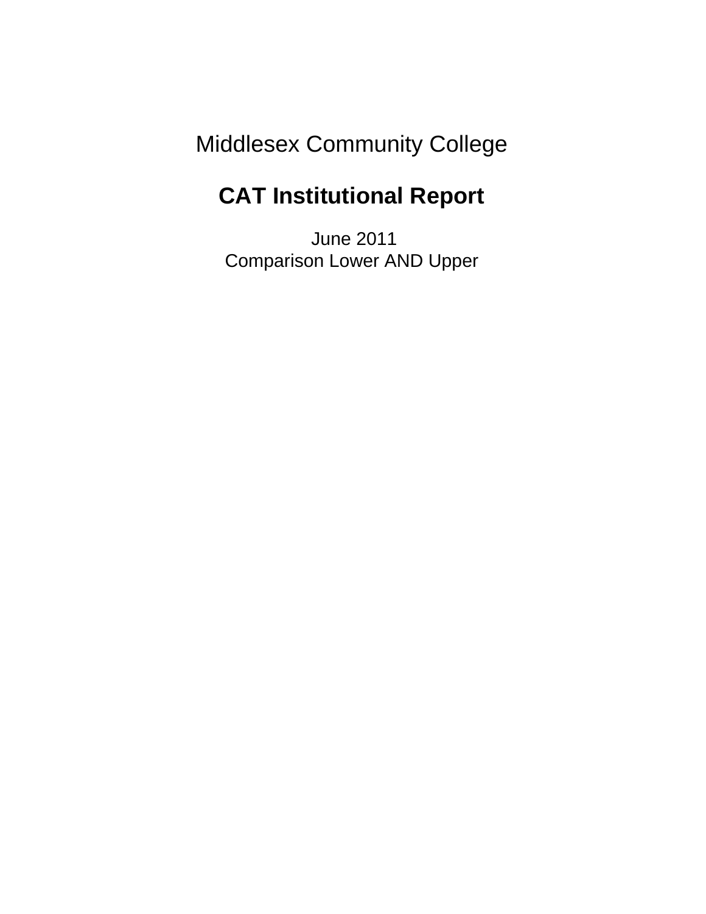Middlesex Community College

# CAT Institutional Report

June 2011
Comparison Lower AND Upper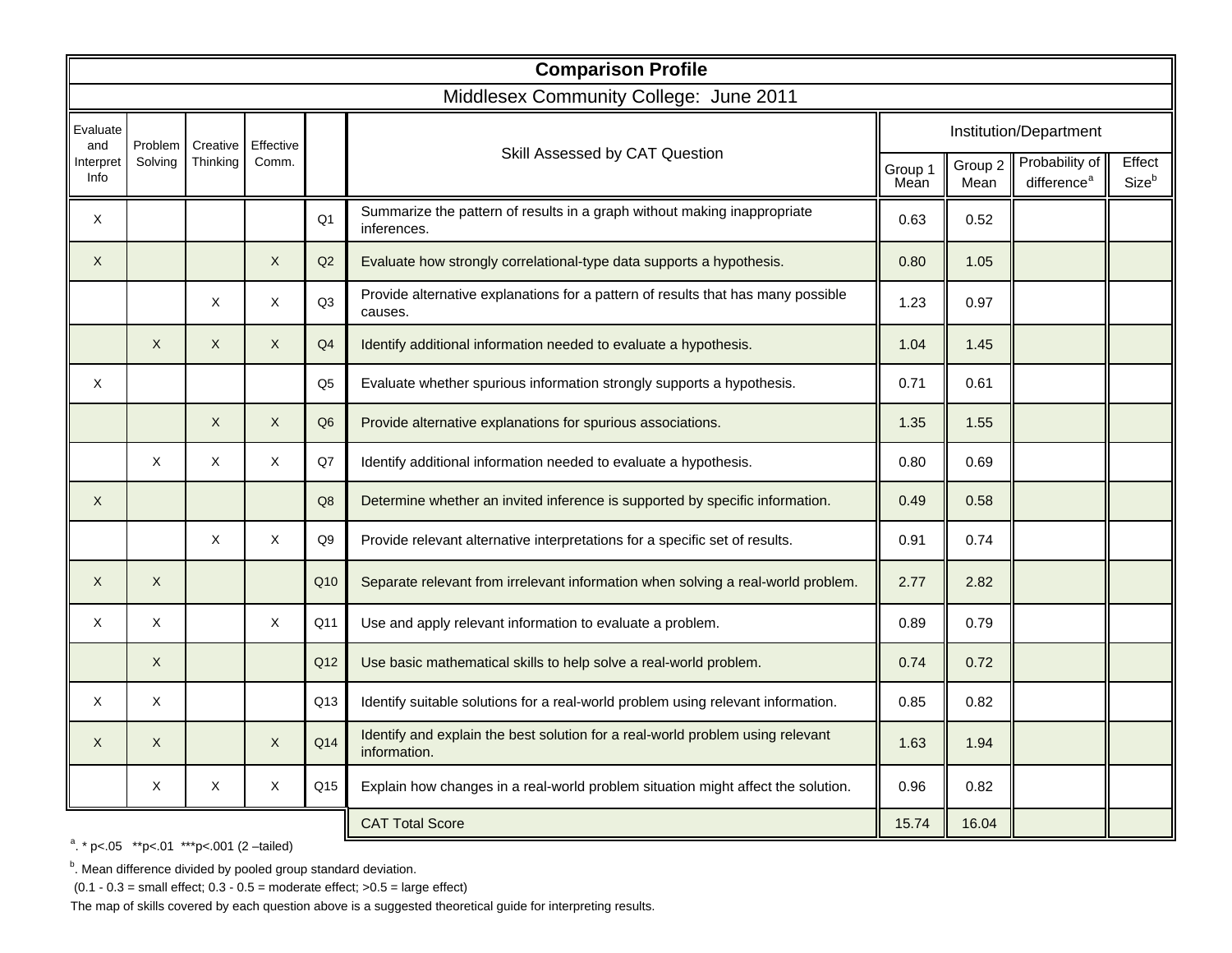# Comparison Profile

## Middlesex Community College: June 2011

| Evaluate and Interpret Info | Problem Solving | Creative Thinking | Effective Comm. | | Skill Assessed by CAT Question | Institution/Department | | | |
|---|---|---|---|---|---|---|---|---|---|
| | | | | | | Group 1 Mean | Group 2 Mean | Probability of difference[a] | Effect Size[b] |
| X | | | | Q1 | Summarize the pattern of results in a graph without making inappropriate inferences. | 0.63 | 0.52 | | |
| X | | | X | Q2 | Evaluate how strongly correlational-type data supports a hypothesis. | 0.80 | 1.05 | | |
| | | X | X | Q3 | Provide alternative explanations for a pattern of results that has many possible causes. | 1.23 | 0.97 | | |
| | X | X | X | Q4 | Identify additional information needed to evaluate a hypothesis. | 1.04 | 1.45 | | |
| X | | | | Q5 | Evaluate whether spurious information strongly supports a hypothesis. | 0.71 | 0.61 | | |
| | | X | X | Q6 | Provide alternative explanations for spurious associations. | 1.35 | 1.55 | | |
| | X | X | X | Q7 | Identify additional information needed to evaluate a hypothesis. | 0.80 | 0.69 | | |
| X | | | | Q8 | Determine whether an invited inference is supported by specific information. | 0.49 | 0.58 | | |
| | | X | X | Q9 | Provide relevant alternative interpretations for a specific set of results. | 0.91 | 0.74 | | |
| X | X | | | Q10 | Separate relevant from irrelevant information when solving a real-world problem. | 2.77 | 2.82 | | |
| X | X | | X | Q11 | Use and apply relevant information to evaluate a problem. | 0.89 | 0.79 | | |
| | X | | | Q12 | Use basic mathematical skills to help solve a real-world problem. | 0.74 | 0.72 | | |
| X | X | | | Q13 | Identify suitable solutions for a real-world problem using relevant information. | 0.85 | 0.82 | | |
| X | X | | X | Q14 | Identify and explain the best solution for a real-world problem using relevant information. | 1.63 | 1.94 | | |
| | X | X | X | Q15 | Explain how changes in a real-world problem situation might affect the solution. | 0.96 | 0.82 | | |
| | | | | | CAT Total Score | 15.74 | 16.04 | | |

[a]. * p<.05 **p<.01 ***p<.001 (2 –tailed)

[b]. Mean difference divided by pooled group standard deviation.

(0.1 - 0.3 = small effect; 0.3 - 0.5 = moderate effect; >0.5 = large effect)

The map of skills covered by each question above is a suggested theoretical guide for interpreting results.